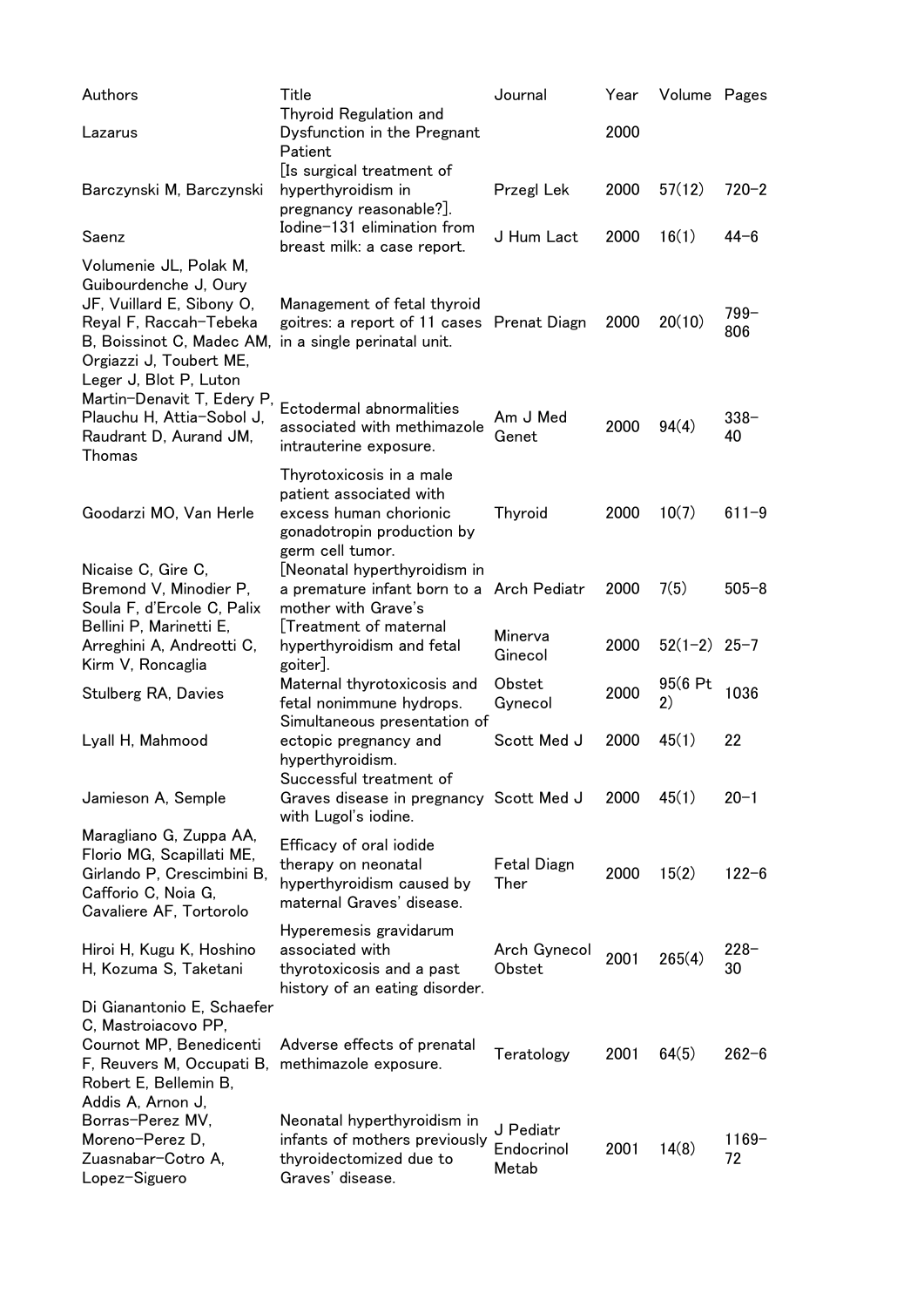| Authors | Title | Journal | Year | Volume | Pages |
| --- | --- | --- | --- | --- | --- |
| Lazarus | Thyroid Regulation and Dysfunction in the Pregnant Patient | | 2000 | | |
| Barczynski M, Barczynski | [Is surgical treatment of hyperthyroidism in pregnancy reasonable?]. | Przegl Lek | 2000 | 57(12) | 720–2 |
| Saenz | Iodine-131 elimination from breast milk: a case report. | J Hum Lact | 2000 | 16(1) | 44–6 |
| Volumenie JL, Polak M, Guibourdenche J, Oury JF, Vuillard E, Sibony O, Reyal F, Raccah-Tebeka B, Boissinot C, Madec AM, Orgiazzi J, Toubert ME, Leger J, Blot P, Luton | Management of fetal thyroid goitres: a report of 11 cases in a single perinatal unit. | Prenat Diagn | 2000 | 20(10) | 799–806 |
| Martin-Denavit T, Edery P, Plauchu H, Attia-Sobol J, Raudrant D, Aurand JM, Thomas | Ectodermal abnormalities associated with methimazole intrauterine exposure. | Am J Med Genet | 2000 | 94(4) | 338–40 |
| Goodarzi MO, Van Herle | Thyrotoxicosis in a male patient associated with excess human chorionic gonadotropin production by germ cell tumor. | Thyroid | 2000 | 10(7) | 611–9 |
| Nicaise C, Gire C, Bremond V, Minodier P, Soula F, d'Ercole C, Palix | [Neonatal hyperthyroidism in a premature infant born to a mother with Grave's | Arch Pediatr | 2000 | 7(5) | 505–8 |
| Bellini P, Marinetti E, Arreghini A, Andreotti C, Kirm V, Roncaglia | [Treatment of maternal hyperthyroidism and fetal goiter]. | Minerva Ginecol | 2000 | 52(1–2) | 25–7 |
| Stulberg RA, Davies | Maternal thyrotoxicosis and fetal nonimmune hydrops. | Obstet Gynecol | 2000 | 95(6 Pt 2) | 1036 |
| Lyall H, Mahmood | Simultaneous presentation of ectopic pregnancy and hyperthyroidism. | Scott Med J | 2000 | 45(1) | 22 |
| Jamieson A, Semple | Successful treatment of Graves disease in pregnancy with Lugol's iodine. | Scott Med J | 2000 | 45(1) | 20–1 |
| Maragliano G, Zuppa AA, Florio MG, Scapillati ME, Girlando P, Crescimbini B, Cafforio C, Noia G, Cavaliere AF, Tortorolo | Efficacy of oral iodide therapy on neonatal hyperthyroidism caused by maternal Graves' disease. | Fetal Diagn Ther | 2000 | 15(2) | 122–6 |
| Hiroi H, Kugu K, Hoshino H, Kozuma S, Taketani | Hyperemesis gravidarum associated with thyrotoxicosis and a past history of an eating disorder. | Arch Gynecol Obstet | 2001 | 265(4) | 228–30 |
| Di Gianantonio E, Schaefer C, Mastroiacovo PP, Cournot MP, Benedicenti F, Reuvers M, Occupati B, Robert E, Bellemin B, Addis A, Arnon J, | Adverse effects of prenatal methimazole exposure. | Teratology | 2001 | 64(5) | 262–6 |
| Borras-Perez MV, Moreno-Perez D, Zuasnabar-Cotro A, Lopez-Siguero | Neonatal hyperthyroidism in infants of mothers previously thyroidectomized due to Graves' disease. | J Pediatr Endocrinol Metab | 2001 | 14(8) | 1169–72 |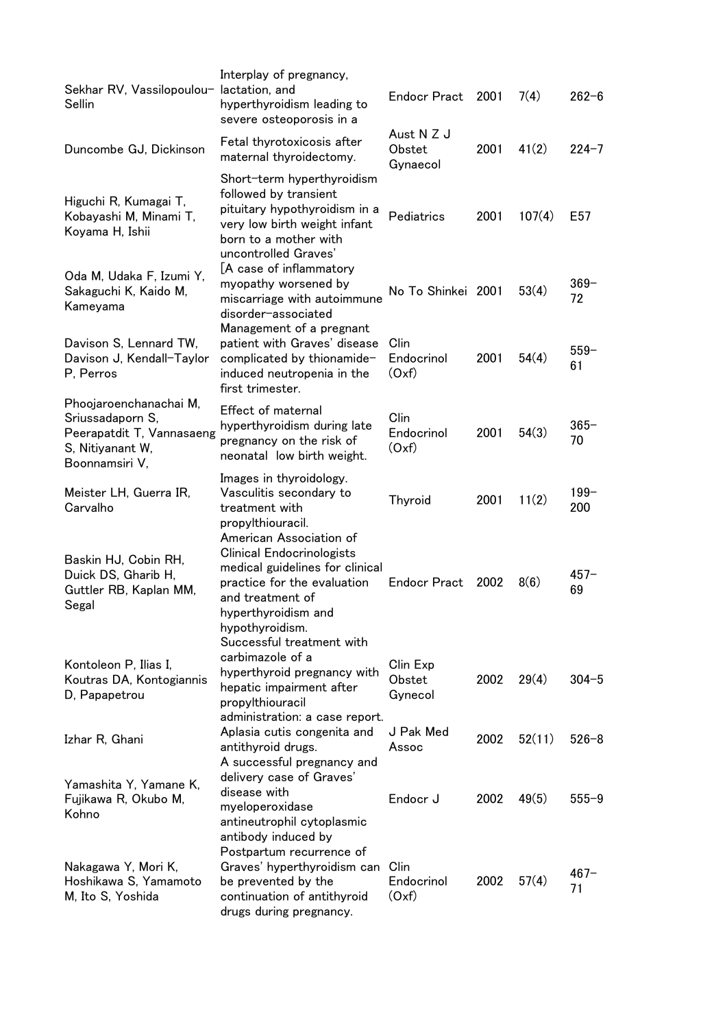| | | | | | |
|---|---|---|---|---|---|
| Sekhar RV, Vassilopoulou-Sellin | Interplay of pregnancy, lactation, and hyperthyroidism leading to severe osteoporosis in a | Endocr Pract | 2001 | 7(4) | 262–6 |
| Duncombe GJ, Dickinson | Fetal thyrotoxicosis after maternal thyroidectomy. | Aust N Z J Obstet Gynaecol | 2001 | 41(2) | 224–7 |
| Higuchi R, Kumagai T, Kobayashi M, Minami T, Koyama H, Ishii | Short-term hyperthyroidism followed by transient pituitary hypothyroidism in a very low birth weight infant born to a mother with uncontrolled Graves' | Pediatrics | 2001 | 107(4) | E57 |
| Oda M, Udaka F, Izumi Y, Sakaguchi K, Kaido M, Kameyama | [A case of inflammatory myopathy worsened by miscarriage with autoimmune disorder-associated | No To Shinkei | 2001 | 53(4) | 369–72 |
| Davison S, Lennard TW, Davison J, Kendall-Taylor P, Perros | Management of a pregnant patient with Graves' disease complicated by thionamide-induced neutropenia in the first trimester. | Clin Endocrinol (Oxf) | 2001 | 54(4) | 559–61 |
| Phoojaroenchanachai M, Sriussadaporn S, Peerapatdit T, Vannasaeng S, Nitiyanant W, Boonnamsiri V, | Effect of maternal hyperthyroidism during late pregnancy on the risk of neonatal low birth weight. | Clin Endocrinol (Oxf) | 2001 | 54(3) | 365–70 |
| Meister LH, Guerra IR, Carvalho | Images in thyroidology. Vasculitis secondary to treatment with propylthiouracil. | Thyroid | 2001 | 11(2) | 199–200 |
| Baskin HJ, Cobin RH, Duick DS, Gharib H, Guttler RB, Kaplan MM, Segal | American Association of Clinical Endocrinologists medical guidelines for clinical practice for the evaluation and treatment of hyperthyroidism and hypothyroidism. | Endocr Pract | 2002 | 8(6) | 457–69 |
| Kontoleon P, Ilias I, Koutras DA, Kontogiannis D, Papapetrou | Successful treatment with carbimazole of a hyperthyroid pregnancy with hepatic impairment after propylthiouracil administration: a case report. | Clin Exp Obstet Gynecol | 2002 | 29(4) | 304–5 |
| Izhar R, Ghani | Aplasia cutis congenita and antithyroid drugs. | J Pak Med Assoc | 2002 | 52(11) | 526–8 |
| Yamashita Y, Yamane K, Fujikawa R, Okubo M, Kohno | A successful pregnancy and delivery case of Graves' disease with myeloperoxidase antineutrophil cytoplasmic antibody induced by | Endocr J | 2002 | 49(5) | 555–9 |
| Nakagawa Y, Mori K, Hoshikawa S, Yamamoto M, Ito S, Yoshida | Postpartum recurrence of Graves' hyperthyroidism can be prevented by the continuation of antithyroid drugs during pregnancy. | Clin Endocrinol (Oxf) | 2002 | 57(4) | 467–71 |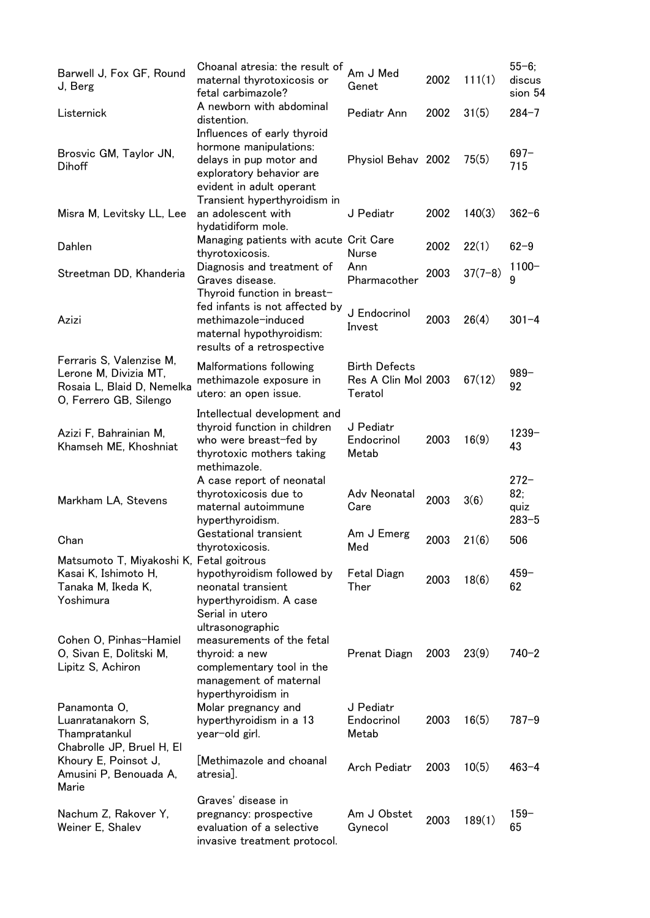| | | | | | |
|---|---|---|---|---|---|
| Barwell J, Fox GF, Round J, Berg | Choanal atresia: the result of maternal thyrotoxicosis or fetal carbimazole? | Am J Med Genet | 2002 | 111(1) | 55–6; discussion 54 |
| Listernick | A newborn with abdominal distention. | Pediatr Ann | 2002 | 31(5) | 284–7 |
| Brosvic GM, Taylor JN, Dihoff | Influences of early thyroid hormone manipulations: delays in pup motor and exploratory behavior are evident in adult operant | Physiol Behav | 2002 | 75(5) | 697–715 |
| Misra M, Levitsky LL, Lee | Transient hyperthyroidism in an adolescent with hydatidiform mole. | J Pediatr | 2002 | 140(3) | 362–6 |
| Dahlen | Managing patients with acute thyrotoxicosis. | Crit Care Nurse | 2002 | 22(1) | 62–9 |
| Streetman DD, Khanderia | Diagnosis and treatment of Graves disease. | Ann Pharmacother | 2003 | 37(7–8) | 1100–9 |
| Azizi | Thyroid function in breast-fed infants is not affected by methimazole-induced maternal hypothyroidism: results of a retrospective | J Endocrinol Invest | 2003 | 26(4) | 301–4 |
| Ferraris S, Valenzise M, Lerone M, Divizia MT, Rosaia L, Blaid D, Nemelka O, Ferrero GB, Silengo | Malformations following methimazole exposure in utero: an open issue. | Birth Defects Res A Clin Mol Teratol | 2003 | 67(12) | 989–92 |
| Azizi F, Bahrainian M, Khamseh ME, Khoshniat | Intellectual development and thyroid function in children who were breast-fed by thyrotoxic mothers taking methimazole. | J Pediatr Endocrinol Metab | 2003 | 16(9) | 1239–43 |
| Markham LA, Stevens | A case report of neonatal thyrotoxicosis due to maternal autoimmune hyperthyroidism. | Adv Neonatal Care | 2003 | 3(6) | 272–82; quiz 283–5 |
| Chan | Gestational transient thyrotoxicosis. | Am J Emerg Med | 2003 | 21(6) | 506 |
| Matsumoto T, Miyakoshi K, Kasai K, Ishimoto H, Tanaka M, Ikeda K, Yoshimura | Fetal goitrous hypothyroidism followed by neonatal transient hyperthyroidism. A case | Fetal Diagn Ther | 2003 | 18(6) | 459–62 |
| Cohen O, Pinhas-Hamiel O, Sivan E, Dolitski M, Lipitz S, Achiron | Serial in utero ultrasonographic measurements of the fetal thyroid: a new complementary tool in the management of maternal hyperthyroidism in | Prenat Diagn | 2003 | 23(9) | 740–2 |
| Panamonta O, Luanratanakorn S, Thampratankul | Molar pregnancy and hyperthyroidism in a 13 year-old girl. | J Pediatr Endocrinol Metab | 2003 | 16(5) | 787–9 |
| Chabrolle JP, Bruel H, El Khoury E, Poinsot J, Amusini P, Benouada A, Marie | [Methimazole and choanal atresia]. | Arch Pediatr | 2003 | 10(5) | 463–4 |
| Nachum Z, Rakover Y, Weiner E, Shalev | Graves' disease in pregnancy: prospective evaluation of a selective invasive treatment protocol. | Am J Obstet Gynecol | 2003 | 189(1) | 159–65 |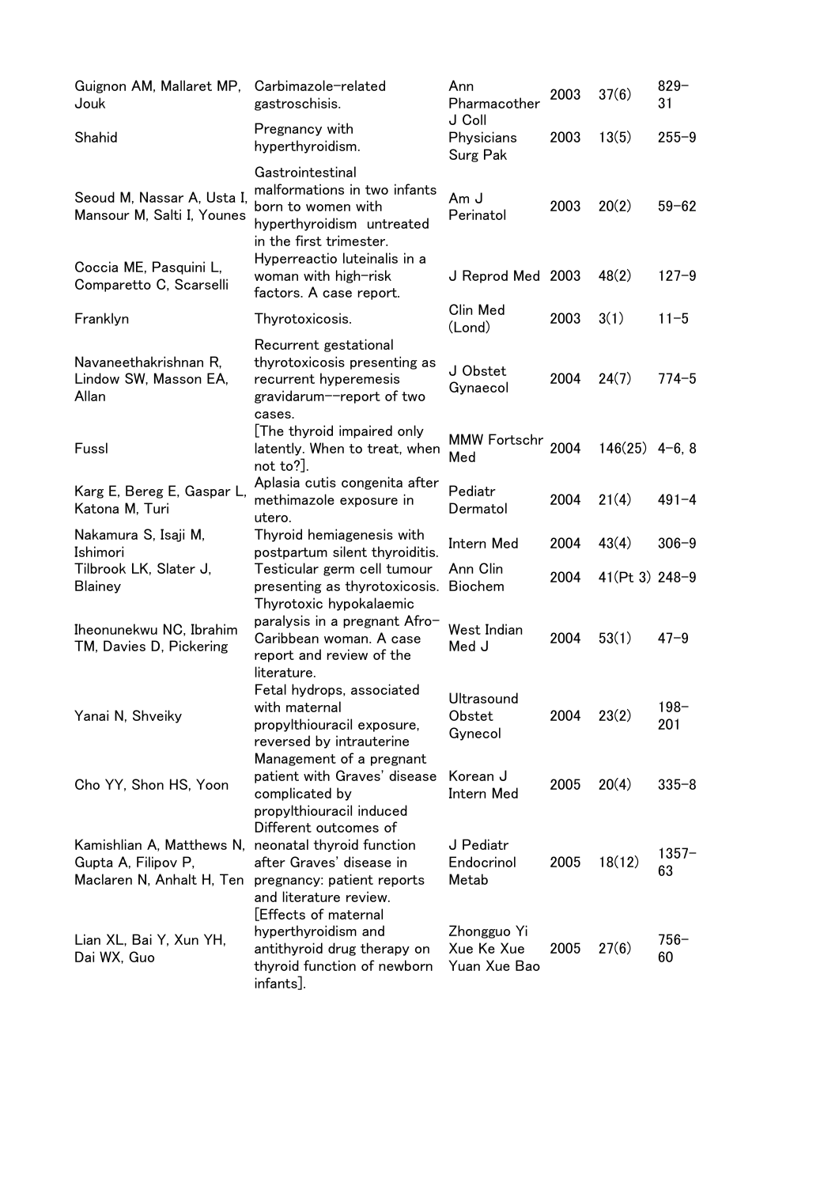| | | | | | |
|---|---|---|---|---|---|
| Guignon AM, Mallaret MP, Jouk | Carbimazole-related gastroschisis. | Ann Pharmacother | 2003 | 37(6) | 829-31 |
| Shahid | Pregnancy with hyperthyroidism. | J Coll Physicians Surg Pak | 2003 | 13(5) | 255-9 |
| Seoud M, Nassar A, Usta I, Mansour M, Salti I, Younes | Gastrointestinal malformations in two infants born to women with hyperthyroidism untreated in the first trimester. | Am J Perinatol | 2003 | 20(2) | 59-62 |
| Coccia ME, Pasquini L, Comparetto C, Scarselli | Hyperreactio luteinalis in a woman with high-risk factors. A case report. | J Reprod Med | 2003 | 48(2) | 127-9 |
| Franklyn | Thyrotoxicosis. | Clin Med (Lond) | 2003 | 3(1) | 11-5 |
| Navaneethakrishnan R, Lindow SW, Masson EA, Allan | Recurrent gestational thyrotoxicosis presenting as recurrent hyperemesis gravidarum--report of two cases. | J Obstet Gynaecol | 2004 | 24(7) | 774-5 |
| Fussl | [The thyroid impaired only latently. When to treat, when not to?]. | MMW Fortschr Med | 2004 | 146(25) | 4-6, 8 |
| Karg E, Bereg E, Gaspar L, Katona M, Turi | Aplasia cutis congenita after methimazole exposure in utero. | Pediatr Dermatol | 2004 | 21(4) | 491-4 |
| Nakamura S, Isaji M, Ishimori | Thyroid hemiagenesis with postpartum silent thyroiditis. | Intern Med | 2004 | 43(4) | 306-9 |
| Tilbrook LK, Slater J, Blainey | Testicular germ cell tumour presenting as thyrotoxicosis. | Ann Clin Biochem | 2004 | 41(Pt 3) | 248-9 |
| Iheonunekwu NC, Ibrahim TM, Davies D, Pickering | Thyrotoxic hypokalaemic paralysis in a pregnant Afro-Caribbean woman. A case report and review of the literature. | West Indian Med J | 2004 | 53(1) | 47-9 |
| Yanai N, Shveiky | Fetal hydrops, associated with maternal propylthiouracil exposure, reversed by intrauterine | Ultrasound Obstet Gynecol | 2004 | 23(2) | 198-201 |
| Cho YY, Shon HS, Yoon | Management of a pregnant patient with Graves' disease complicated by propylthiouracil induced | Korean J Intern Med | 2005 | 20(4) | 335-8 |
| Kamishlian A, Matthews N, Gupta A, Filipov P, Maclaren N, Anhalt H, Ten | Different outcomes of neonatal thyroid function after Graves' disease in pregnancy: patient reports and literature review. | J Pediatr Endocrinol Metab | 2005 | 18(12) | 1357-63 |
| Lian XL, Bai Y, Xun YH, Dai WX, Guo | [Effects of maternal hyperthyroidism and antithyroid drug therapy on thyroid function of newborn infants]. | Zhongguo Yi Xue Ke Xue Yuan Xue Bao | 2005 | 27(6) | 756-60 |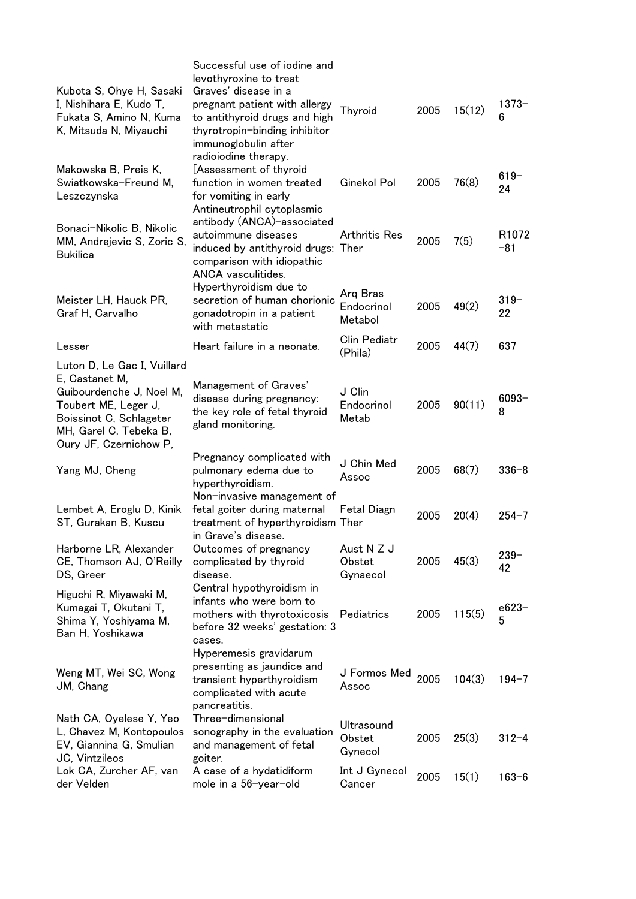| | | | | | |
|---|---|---|---|---|---|
| Kubota S, Ohye H, Sasaki I, Nishihara E, Kudo T, Fukata S, Amino N, Kuma K, Mitsuda N, Miyauchi | Successful use of iodine and levothyroxine to treat Graves' disease in a pregnant patient with allergy to antithyroid drugs and high thyrotropin-binding inhibitor immunoglobulin after radioiodine therapy. | Thyroid | 2005 | 15(12) | 1373-6 |
| Makowska B, Preis K, Swiatkowska-Freund M, Leszczynska | [Assessment of thyroid function in women treated for vomiting in early | Ginekol Pol | 2005 | 76(8) | 619-24 |
| Bonaci-Nikolic B, Nikolic MM, Andrejevic S, Zoric S, Bukilica | Antineutrophil cytoplasmic antibody (ANCA)-associated autoimmune diseases induced by antithyroid drugs: comparison with idiopathic ANCA vasculitides. | Arthritis Res Ther | 2005 | 7(5) | R1072-81 |
| Meister LH, Hauck PR, Graf H, Carvalho | Hyperthyroidism due to secretion of human chorionic gonadotropin in a patient with metastatic | Arq Bras Endocrinol Metabol | 2005 | 49(2) | 319-22 |
| Lesser | Heart failure in a neonate. | Clin Pediatr (Phila) | 2005 | 44(7) | 637 |
| Luton D, Le Gac I, Vuillard E, Castanet M, Guibourdenche J, Noel M, Toubert ME, Leger J, Boissinot C, Schlageter MH, Garel C, Tebeka B, Oury JF, Czernichow P, | Management of Graves' disease during pregnancy: the key role of fetal thyroid gland monitoring. | J Clin Endocrinol Metab | 2005 | 90(11) | 6093-8 |
| Yang MJ, Cheng | Pregnancy complicated with pulmonary edema due to hyperthyroidism. | J Chin Med Assoc | 2005 | 68(7) | 336-8 |
| Lembet A, Eroglu D, Kinik ST, Gurakan B, Kuscu | Non-invasive management of fetal goiter during maternal treatment of hyperthyroidism in Grave's disease. | Fetal Diagn Ther | 2005 | 20(4) | 254-7 |
| Harborne LR, Alexander CE, Thomson AJ, O'Reilly DS, Greer | Outcomes of pregnancy complicated by thyroid disease. | Aust N Z J Obstet Gynaecol | 2005 | 45(3) | 239-42 |
| Higuchi R, Miyawaki M, Kumagai T, Okutani T, Shima Y, Yoshiyama M, Ban H, Yoshikawa | Central hypothyroidism in infants who were born to mothers with thyrotoxicosis before 32 weeks' gestation: 3 cases. | Pediatrics | 2005 | 115(5) | e623-5 |
| Weng MT, Wei SC, Wong JM, Chang | Hyperemesis gravidarum presenting as jaundice and transient hyperthyroidism complicated with acute pancreatitis. | J Formos Med Assoc | 2005 | 104(3) | 194-7 |
| Nath CA, Oyelese Y, Yeo L, Chavez M, Kontopoulos EV, Giannina G, Smulian JC, Vintzileos | Three-dimensional sonography in the evaluation and management of fetal goiter. | Ultrasound Obstet Gynecol | 2005 | 25(3) | 312-4 |
| Lok CA, Zurcher AF, van der Velden | A case of a hydatidiform mole in a 56-year-old | Int J Gynecol Cancer | 2005 | 15(1) | 163-6 |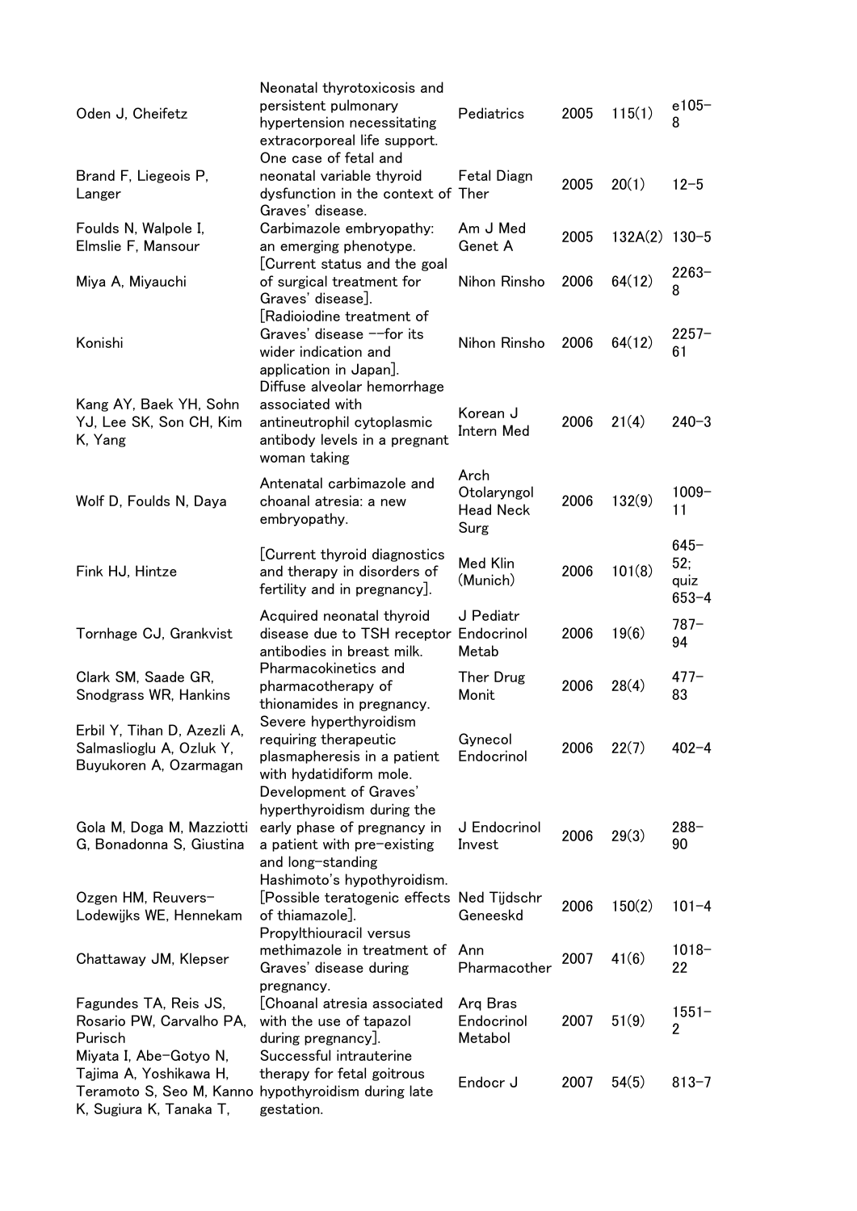| | | | | | |
|---|---|---|---|---|---|
| Oden J, Cheifetz | Neonatal thyrotoxicosis and persistent pulmonary hypertension necessitating extracorporeal life support. | Pediatrics | 2005 | 115(1) | e105–8 |
| Brand F, Liegeois P, Langer | One case of fetal and neonatal variable thyroid dysfunction in the context of Graves' disease. | Fetal Diagn Ther | 2005 | 20(1) | 12–5 |
| Foulds N, Walpole I, Elmslie F, Mansour | Carbimazole embryopathy: an emerging phenotype. | Am J Med Genet A | 2005 | 132A(2) | 130–5 |
| Miya A, Miyauchi | [Current status and the goal of surgical treatment for Graves' disease]. | Nihon Rinsho | 2006 | 64(12) | 2263–8 |
| Konishi | [Radioiodine treatment of Graves' disease --for its wider indication and application in Japan]. | Nihon Rinsho | 2006 | 64(12) | 2257–61 |
| Kang AY, Baek YH, Sohn YJ, Lee SK, Son CH, Kim K, Yang | Diffuse alveolar hemorrhage associated with antineutrophil cytoplasmic antibody levels in a pregnant woman taking | Korean J Intern Med | 2006 | 21(4) | 240–3 |
| Wolf D, Foulds N, Daya | Antenatal carbimazole and choanal atresia: a new embryopathy. | Arch Otolaryngol Head Neck Surg | 2006 | 132(9) | 1009–11 |
| Fink HJ, Hintze | [Current thyroid diagnostics and therapy in disorders of fertility and in pregnancy]. | Med Klin (Munich) | 2006 | 101(8) | 645–52; quiz 653–4 |
| Tornhage CJ, Grankvist | Acquired neonatal thyroid disease due to TSH receptor antibodies in breast milk. | J Pediatr Endocrinol Metab | 2006 | 19(6) | 787–94 |
| Clark SM, Saade GR, Snodgrass WR, Hankins | Pharmacokinetics and pharmacotherapy of thionamides in pregnancy. | Ther Drug Monit | 2006 | 28(4) | 477–83 |
| Erbil Y, Tihan D, Azezli A, Salmaslioglu A, Ozluk Y, Buyukoren A, Ozarmagan | Severe hyperthyroidism requiring therapeutic plasmapheresis in a patient with hydatidiform mole. | Gynecol Endocrinol | 2006 | 22(7) | 402–4 |
| Gola M, Doga M, Mazziotti G, Bonadonna S, Giustina | Development of Graves' hyperthyroidism during the early phase of pregnancy in a patient with pre-existing and long-standing Hashimoto's hypothyroidism. | J Endocrinol Invest | 2006 | 29(3) | 288–90 |
| Ozgen HM, Reuvers-Lodewijks WE, Hennekam | [Possible teratogenic effects of thiamazole]. | Ned Tijdschr Geneeskd | 2006 | 150(2) | 101–4 |
| Chattaway JM, Klepser | Propylthiouracil versus methimazole in treatment of Graves' disease during pregnancy. | Ann Pharmacother | 2007 | 41(6) | 1018–22 |
| Fagundes TA, Reis JS, Rosario PW, Carvalho PA, Purisch | [Choanal atresia associated with the use of tapazol during pregnancy]. | Arq Bras Endocrinol Metabol | 2007 | 51(9) | 1551–2 |
| Miyata I, Abe-Gotyo N, Tajima A, Yoshikawa H, Teramoto S, Seo M, Kanno K, Sugiura K, Tanaka T, | Successful intrauterine therapy for fetal goitrous hypothyroidism during late gestation. | Endocr J | 2007 | 54(5) | 813–7 |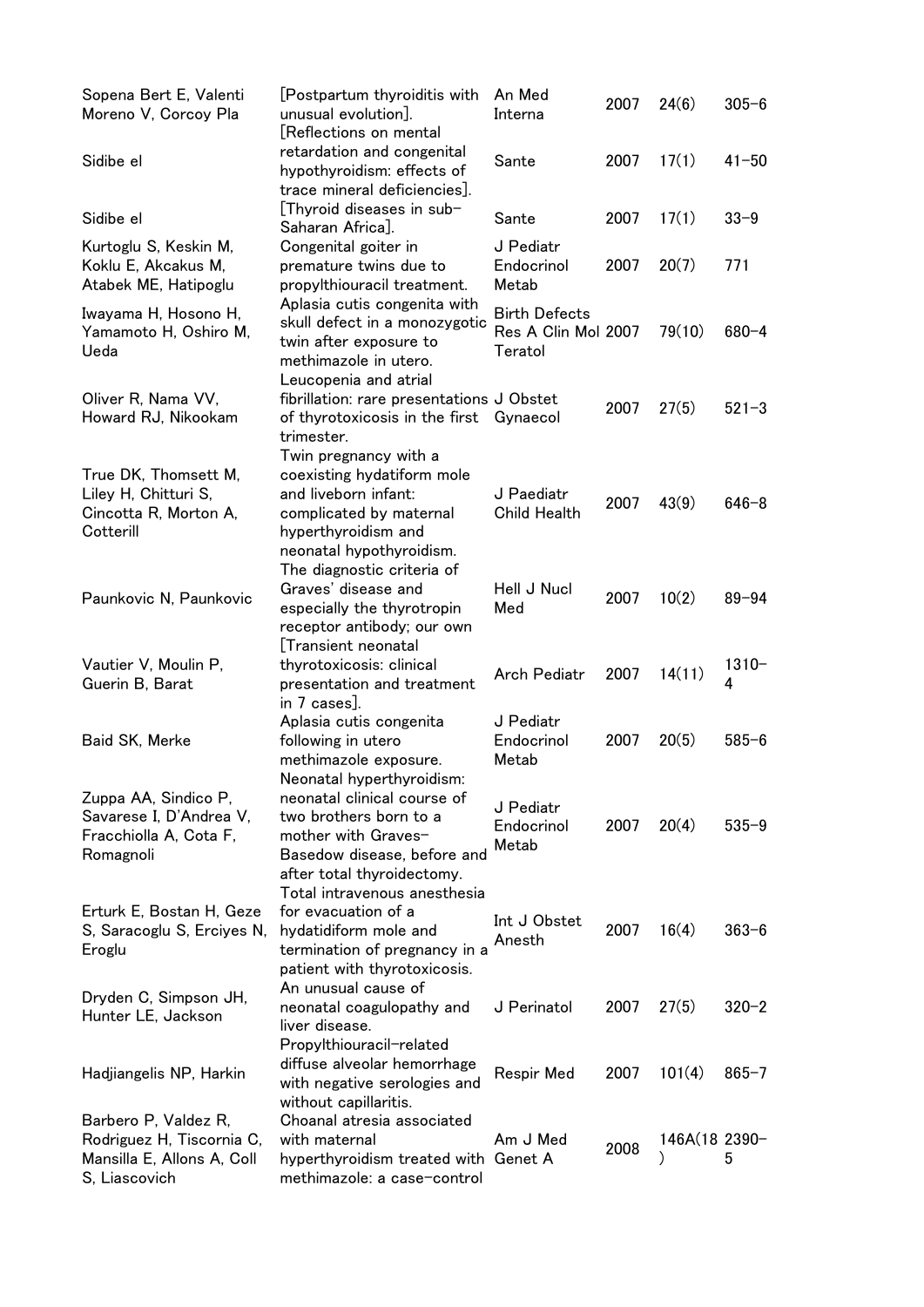| | | | | | |
|---|---|---|---|---|---|
| Sopena Bert E, Valenti Moreno V, Corcoy Pla | [Postpartum thyroiditis with unusual evolution]. | An Med Interna | 2007 | 24(6) | 305–6 |
| Sidibe el | [Reflections on mental retardation and congenital hypothyroidism: effects of trace mineral deficiencies]. | Sante | 2007 | 17(1) | 41–50 |
| Sidibe el | [Thyroid diseases in sub-Saharan Africa]. | Sante | 2007 | 17(1) | 33–9 |
| Kurtoglu S, Keskin M, Koklu E, Akcakus M, Atabek ME, Hatipoglu | Congenital goiter in premature twins due to propylthiouracil treatment. | J Pediatr Endocrinol Metab | 2007 | 20(7) | 771 |
| Iwayama H, Hosono H, Yamamoto H, Oshiro M, Ueda | Aplasia cutis congenita with skull defect in a monozygotic twin after exposure to methimazole in utero. | Birth Defects Res A Clin Mol Teratol | 2007 | 79(10) | 680–4 |
| Oliver R, Nama VV, Howard RJ, Nikookam | Leucopenia and atrial fibrillation: rare presentations of thyrotoxicosis in the first trimester. | J Obstet Gynaecol | 2007 | 27(5) | 521–3 |
| True DK, Thomsett M, Liley H, Chitturi S, Cincotta R, Morton A, Cotterill | Twin pregnancy with a coexisting hydatiform mole and liveborn infant: complicated by maternal hyperthyroidism and neonatal hypothyroidism. | J Paediatr Child Health | 2007 | 43(9) | 646–8 |
| Paunkovic N, Paunkovic | The diagnostic criteria of Graves' disease and especially the thyrotropin receptor antibody; our own | Hell J Nucl Med | 2007 | 10(2) | 89–94 |
| Vautier V, Moulin P, Guerin B, Barat | [Transient neonatal thyrotoxicosis: clinical presentation and treatment in 7 cases]. | Arch Pediatr | 2007 | 14(11) | 1310–4 |
| Baid SK, Merke | Aplasia cutis congenita following in utero methimazole exposure. | J Pediatr Endocrinol Metab | 2007 | 20(5) | 585–6 |
| Zuppa AA, Sindico P, Savarese I, D'Andrea V, Fracchiolla A, Cota F, Romagnoli | Neonatal hyperthyroidism: neonatal clinical course of two brothers born to a mother with Graves-Basedow disease, before and after total thyroidectomy. | J Pediatr Endocrinol Metab | 2007 | 20(4) | 535–9 |
| Erturk E, Bostan H, Geze S, Saracoglu S, Erciyes N, Eroglu | Total intravenous anesthesia for evacuation of a hydatidiform mole and termination of pregnancy in a patient with thyrotoxicosis. | Int J Obstet Anesth | 2007 | 16(4) | 363–6 |
| Dryden C, Simpson JH, Hunter LE, Jackson | An unusual cause of neonatal coagulopathy and liver disease. | J Perinatol | 2007 | 27(5) | 320–2 |
| Hadjiangelis NP, Harkin | Propylthiouracil-related diffuse alveolar hemorrhage with negative serologies and without capillaritis. | Respir Med | 2007 | 101(4) | 865–7 |
| Barbero P, Valdez R, Rodriguez H, Tiscornia C, Mansilla E, Allons A, Coll S, Liascovich | Choanal atresia associated with maternal hyperthyroidism treated with methimazole: a case-control | Am J Med Genet A | 2008 | 146A(18) | 2390–5 |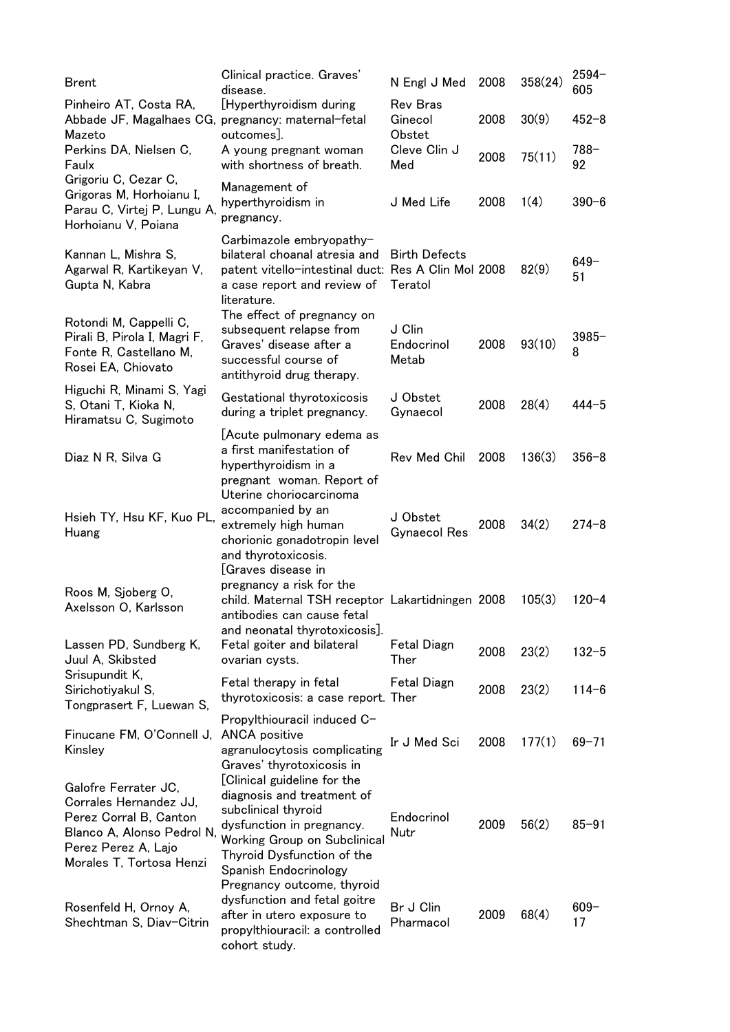| | | | | | |
|---|---|---|---|---|---|
| Brent | Clinical practice. Graves' disease. | N Engl J Med | 2008 | 358(24) | 2594–605 |
| Pinheiro AT, Costa RA, Abbade JF, Magalhaes CG, Mazeto | [Hyperthyroidism during pregnancy: maternal-fetal outcomes]. | Rev Bras Ginecol Obstet | 2008 | 30(9) | 452–8 |
| Perkins DA, Nielsen C, Faulx | A young pregnant woman with shortness of breath. | Cleve Clin J Med | 2008 | 75(11) | 788–92 |
| Grigoriu C, Cezar C, Grigoras M, Horhoianu I, Parau C, Virtej P, Lungu A, Horhoianu V, Poiana | Management of hyperthyroidism in pregnancy. | J Med Life | 2008 | 1(4) | 390–6 |
| Kannan L, Mishra S, Agarwal R, Kartikeyan V, Gupta N, Kabra | Carbimazole embryopathy-bilateral choanal atresia and patent vitello-intestinal duct: a case report and review of literature. | Birth Defects Res A Clin Mol Teratol | 2008 | 82(9) | 649–51 |
| Rotondi M, Cappelli C, Pirali B, Pirola I, Magri F, Fonte R, Castellano M, Rosei EA, Chiovato | The effect of pregnancy on subsequent relapse from Graves' disease after a successful course of antithyroid drug therapy. | J Clin Endocrinol Metab | 2008 | 93(10) | 3985–8 |
| Higuchi R, Minami S, Yagi S, Otani T, Kioka N, Hiramatsu C, Sugimoto | Gestational thyrotoxicosis during a triplet pregnancy. | J Obstet Gynaecol | 2008 | 28(4) | 444–5 |
| Diaz N R, Silva G | [Acute pulmonary edema as a first manifestation of hyperthyroidism in a pregnant woman. Report of | Rev Med Chil | 2008 | 136(3) | 356–8 |
| Hsieh TY, Hsu KF, Kuo PL, Huang | Uterine choriocarcinoma accompanied by an extremely high human chorionic gonadotropin level and thyrotoxicosis. | J Obstet Gynaecol Res | 2008 | 34(2) | 274–8 |
| Roos M, Sjoberg O, Axelsson O, Karlsson | [Graves disease in pregnancy a risk for the child. Maternal TSH receptor antibodies can cause fetal and neonatal thyrotoxicosis]. | Lakartidningen | 2008 | 105(3) | 120–4 |
| Lassen PD, Sundberg K, Juul A, Skibsted | Fetal goiter and bilateral ovarian cysts. | Fetal Diagn Ther | 2008 | 23(2) | 132–5 |
| Srisupundit K, Sirichotiyakul S, Tongprasert F, Luewan S, | Fetal therapy in fetal thyrotoxicosis: a case report. | Fetal Diagn Ther | 2008 | 23(2) | 114–6 |
| Finucane FM, O'Connell J, Kinsley | Propylthiouracil induced C-ANCA positive agranulocytosis complicating Graves' thyrotoxicosis in | Ir J Med Sci | 2008 | 177(1) | 69–71 |
| Galofre Ferrater JC, Corrales Hernandez JJ, Perez Corral B, Canton Blanco A, Alonso Pedrol N, Perez Perez A, Lajo Morales T, Tortosa Henzi | [Clinical guideline for the diagnosis and treatment of subclinical thyroid dysfunction in pregnancy. Working Group on Subclinical Thyroid Dysfunction of the Spanish Endocrinology | Endocrinol Nutr | 2009 | 56(2) | 85–91 |
| Rosenfeld H, Ornoy A, Shechtman S, Diav-Citrin | Pregnancy outcome, thyroid dysfunction and fetal goitre after in utero exposure to propylthiouracil: a controlled cohort study. | Br J Clin Pharmacol | 2009 | 68(4) | 609–17 |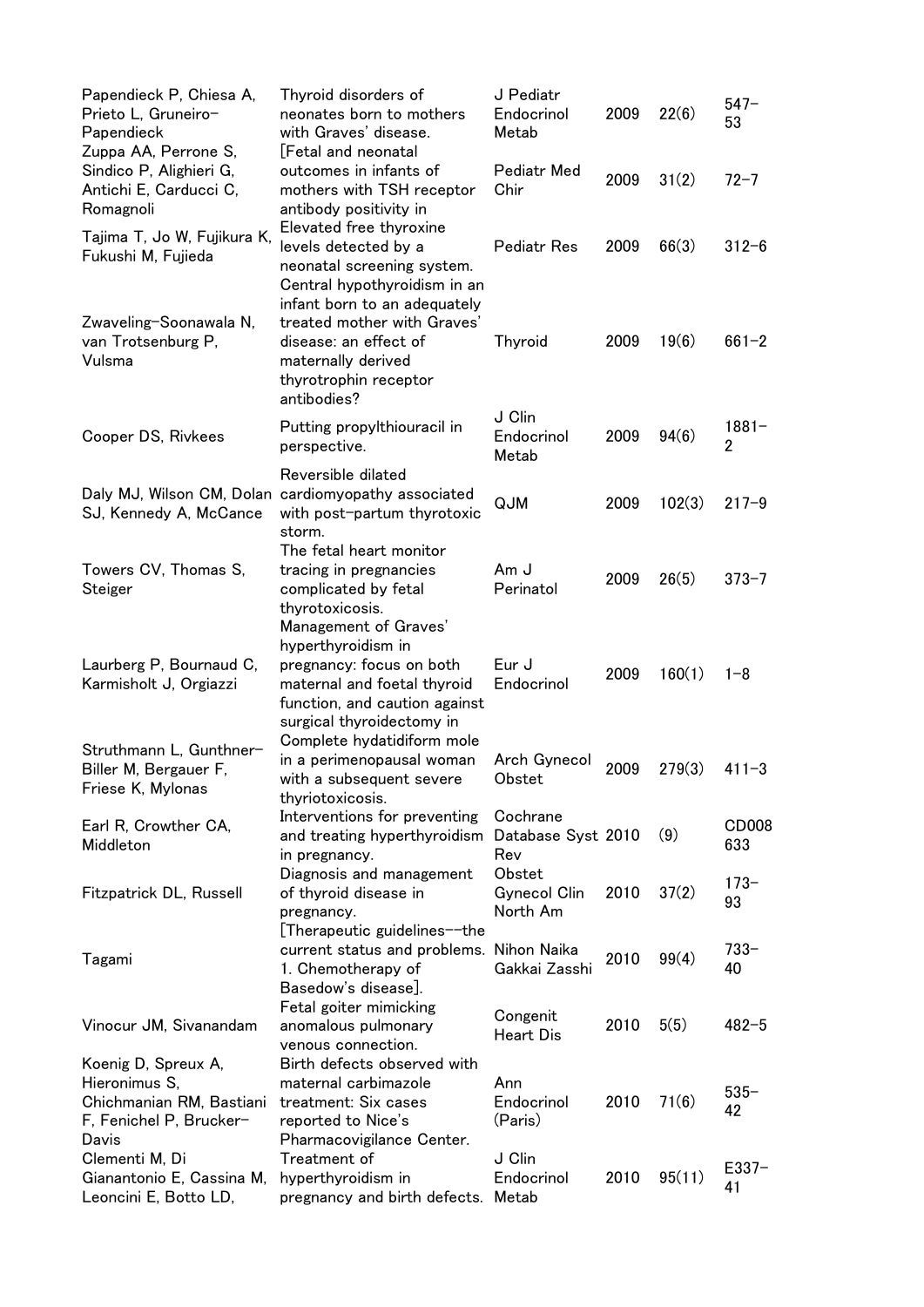| | | | | | |
|---|---|---|---|---|---|
| Papendieck P, Chiesa A, Prieto L, Gruneiro-Papendieck | Thyroid disorders of neonates born to mothers with Graves' disease. | J Pediatr Endocrinol Metab | 2009 | 22(6) | 547-53 |
| Zuppa AA, Perrone S, Sindico P, Alighieri G, Antichi E, Carducci C, Romagnoli | [Fetal and neonatal outcomes in infants of mothers with TSH receptor antibody positivity in | Pediatr Med Chir | 2009 | 31(2) | 72-7 |
| Tajima T, Jo W, Fujikura K, Fukushi M, Fujieda | Elevated free thyroxine levels detected by a neonatal screening system. | Pediatr Res | 2009 | 66(3) | 312-6 |
| Zwaveling-Soonawala N, van Trotsenburg P, Vulsma | Central hypothyroidism in an infant born to an adequately treated mother with Graves' disease: an effect of maternally derived thyrotrophin receptor antibodies? | Thyroid | 2009 | 19(6) | 661-2 |
| Cooper DS, Rivkees | Putting propylthiouracil in perspective. | J Clin Endocrinol Metab | 2009 | 94(6) | 1881-2 |
| Daly MJ, Wilson CM, Dolan SJ, Kennedy A, McCance | Reversible dilated cardiomyopathy associated with post-partum thyrotoxic storm. | QJM | 2009 | 102(3) | 217-9 |
| Towers CV, Thomas S, Steiger | The fetal heart monitor tracing in pregnancies complicated by fetal thyrotoxicosis. | Am J Perinatol | 2009 | 26(5) | 373-7 |
| Laurberg P, Bournaud C, Karmisholt J, Orgiazzi | Management of Graves' hyperthyroidism in pregnancy: focus on both maternal and foetal thyroid function, and caution against surgical thyroidectomy in | Eur J Endocrinol | 2009 | 160(1) | 1-8 |
| Struthmann L, Gunthner-Biller M, Bergauer F, Friese K, Mylonas | Complete hydatidiform mole in a perimenopausal woman with a subsequent severe thyriotoxicosis. | Arch Gynecol Obstet | 2009 | 279(3) | 411-3 |
| Earl R, Crowther CA, Middleton | Interventions for preventing and treating hyperthyroidism in pregnancy. | Cochrane Database Syst Rev | 2010 | (9) | CD008633 |
| Fitzpatrick DL, Russell | Diagnosis and management of thyroid disease in pregnancy. | Obstet Gynecol Clin North Am | 2010 | 37(2) | 173-93 |
| Tagami | [Therapeutic guidelines--the current status and problems. 1. Chemotherapy of Basedow's disease]. | Nihon Naika Gakkai Zasshi | 2010 | 99(4) | 733-40 |
| Vinocur JM, Sivanandam | Fetal goiter mimicking anomalous pulmonary venous connection. | Congenit Heart Dis | 2010 | 5(5) | 482-5 |
| Koenig D, Spreux A, Hieronimus S, Chichmanian RM, Bastiani F, Fenichel P, Brucker-Davis | Birth defects observed with maternal carbimazole treatment: Six cases reported to Nice's Pharmacovigilance Center. | Ann Endocrinol (Paris) | 2010 | 71(6) | 535-42 |
| Clementi M, Di Gianantonio E, Cassina M, Leoncini E, Botto LD, | Treatment of hyperthyroidism in pregnancy and birth defects. | J Clin Endocrinol Metab | 2010 | 95(11) | E337-41 |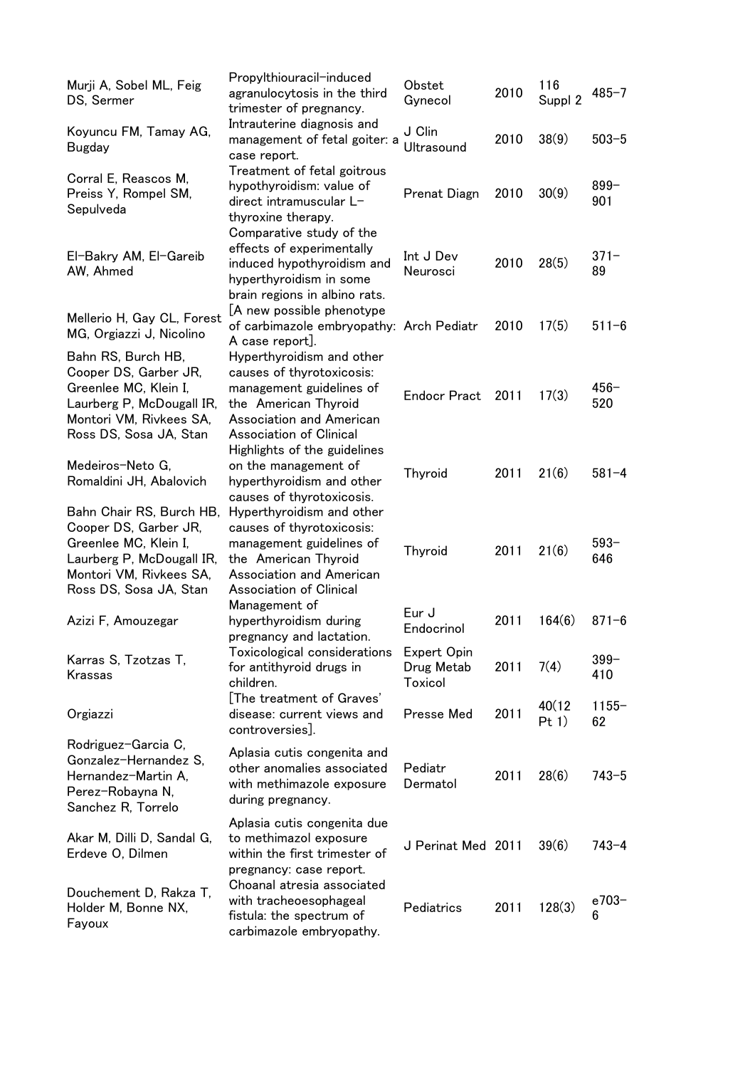| | | | | | |
|---|---|---|---|---|---|
| Murji A, Sobel ML, Feig DS, Sermer | Propylthiouracil-induced agranulocytosis in the third trimester of pregnancy. | Obstet Gynecol | 2010 | 116 Suppl 2 | 485-7 |
| Koyuncu FM, Tamay AG, Bugday | Intrauterine diagnosis and management of fetal goiter: a case report. | J Clin Ultrasound | 2010 | 38(9) | 503-5 |
| Corral E, Reascos M, Preiss Y, Rompel SM, Sepulveda | Treatment of fetal goitrous hypothyroidism: value of direct intramuscular L-thyroxine therapy. | Prenat Diagn | 2010 | 30(9) | 899-901 |
| El-Bakry AM, El-Gareib AW, Ahmed | Comparative study of the effects of experimentally induced hypothyroidism and hyperthyroidism in some brain regions in albino rats. | Int J Dev Neurosci | 2010 | 28(5) | 371-89 |
| Mellerio H, Gay CL, Forest MG, Orgiazzi J, Nicolino | [A new possible phenotype of carbimazole embryopathy: A case report]. | Arch Pediatr | 2010 | 17(5) | 511-6 |
| Bahn RS, Burch HB, Cooper DS, Garber JR, Greenlee MC, Klein I, Laurberg P, McDougall IR, Montori VM, Rivkees SA, Ross DS, Sosa JA, Stan | Hyperthyroidism and other causes of thyrotoxicosis: management guidelines of the American Thyroid Association and American Association of Clinical | Endocr Pract | 2011 | 17(3) | 456-520 |
| Medeiros-Neto G, Romaldini JH, Abalovich | Highlights of the guidelines on the management of hyperthyroidism and other causes of thyrotoxicosis. | Thyroid | 2011 | 21(6) | 581-4 |
| Bahn Chair RS, Burch HB, Cooper DS, Garber JR, Greenlee MC, Klein I, Laurberg P, McDougall IR, Montori VM, Rivkees SA, Ross DS, Sosa JA, Stan | Hyperthyroidism and other causes of thyrotoxicosis: management guidelines of the American Thyroid Association and American Association of Clinical | Thyroid | 2011 | 21(6) | 593-646 |
| Azizi F, Amouzegar | Management of hyperthyroidism during pregnancy and lactation. | Eur J Endocrinol | 2011 | 164(6) | 871-6 |
| Karras S, Tzotzas T, Krassas | Toxicological considerations for antithyroid drugs in children. | Expert Opin Drug Metab Toxicol | 2011 | 7(4) | 399-410 |
| Orgiazzi | [The treatment of Graves' disease: current views and controversies]. | Presse Med | 2011 | 40(12 Pt 1) | 1155-62 |
| Rodriguez-Garcia C, Gonzalez-Hernandez S, Hernandez-Martin A, Perez-Robayna N, Sanchez R, Torrelo | Aplasia cutis congenita and other anomalies associated with methimazole exposure during pregnancy. | Pediatr Dermatol | 2011 | 28(6) | 743-5 |
| Akar M, Dilli D, Sandal G, Erdeve O, Dilmen | Aplasia cutis congenita due to methimazol exposure within the first trimester of pregnancy: case report. | J Perinat Med | 2011 | 39(6) | 743-4 |
| Douchement D, Rakza T, Holder M, Bonne NX, Fayoux | Choanal atresia associated with tracheoesophageal fistula: the spectrum of carbimazole embryopathy. | Pediatrics | 2011 | 128(3) | e703-6 |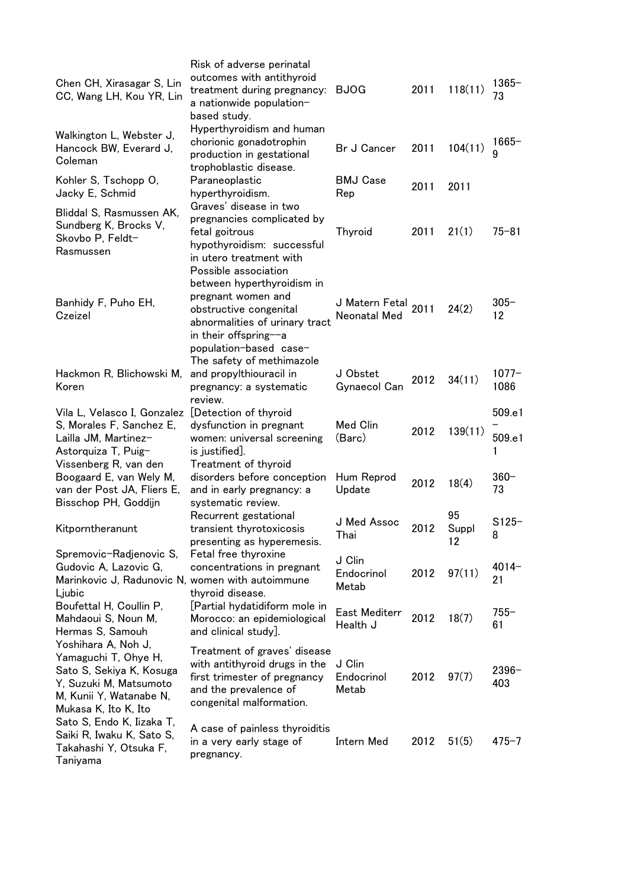| | | | | | |
|---|---|---|---|---|---|
| Chen CH, Xirasagar S, Lin CC, Wang LH, Kou YR, Lin | Risk of adverse perinatal outcomes with antithyroid treatment during pregnancy: a nationwide population-based study. | BJOG | 2011 | 118(11) | 1365-73 |
| Walkington L, Webster J, Hancock BW, Everard J, Coleman | Hyperthyroidism and human chorionic gonadotrophin production in gestational trophoblastic disease. | Br J Cancer | 2011 | 104(11) | 1665-9 |
| Kohler S, Tschopp O, Jacky E, Schmid | Paraneoplastic hyperthyroidism. | BMJ Case Rep | 2011 | 2011 | |
| Bliddal S, Rasmussen AK, Sundberg K, Brocks V, Skovbo P, Feldt-Rasmussen | Graves' disease in two pregnancies complicated by fetal goitrous hypothyroidism: successful in utero treatment with | Thyroid | 2011 | 21(1) | 75-81 |
| Banhidy F, Puho EH, Czeizel | Possible association between hyperthyroidism in pregnant women and obstructive congenital abnormalities of urinary tract in their offspring--a population-based case- | J Matern Fetal Neonatal Med | 2011 | 24(2) | 305-12 |
| Hackmon R, Blichowski M, Koren | The safety of methimazole and propylthiouracil in pregnancy: a systematic review. | J Obstet Gynaecol Can | 2012 | 34(11) | 1077-1086 |
| Vila L, Velasco I, Gonzalez S, Morales F, Sanchez E, Lailla JM, Martinez-Astorquiza T, Puig- | [Detection of thyroid dysfunction in pregnant women: universal screening is justified]. | Med Clin (Barc) | 2012 | 139(11) | 509.e1-509.e11 |
| Vissenberg R, van den Boogaard E, van Wely M, van der Post JA, Fliers E, Bisschop PH, Goddijn | Treatment of thyroid disorders before conception and in early pregnancy: a systematic review. | Hum Reprod Update | 2012 | 18(4) | 360-73 |
| Kitporntheranunt | Recurrent gestational transient thyrotoxicosis presenting as hyperemesis. | J Med Assoc Thai | 2012 | 95 Suppl 12 | S125-8 |
| Spremovic-Radjenovic S, Gudovic A, Lazovic G, Marinkovic J, Radunovic N, Ljubic | Fetal free thyroxine concentrations in pregnant women with autoimmune thyroid disease. | J Clin Endocrinol Metab | 2012 | 97(11) | 4014-21 |
| Boufettal H, Coullin P, Mahdaoui S, Noun M, Hermas S, Samouh | [Partial hydatidiform mole in Morocco: an epidemiological and clinical study]. | East Mediterr Health J | 2012 | 18(7) | 755-61 |
| Yoshihara A, Noh J, Yamaguchi T, Ohye H, Sato S, Sekiya K, Kosuga Y, Suzuki M, Matsumoto M, Kunii Y, Watanabe N, Mukasa K, Ito K, Ito | Treatment of graves' disease with antithyroid drugs in the first trimester of pregnancy and the prevalence of congenital malformation. | J Clin Endocrinol Metab | 2012 | 97(7) | 2396-403 |
| Sato S, Endo K, Iizaka T, Saiki R, Iwaku K, Sato S, Takahashi Y, Otsuka F, Taniyama | A case of painless thyroiditis in a very early stage of pregnancy. | Intern Med | 2012 | 51(5) | 475-7 |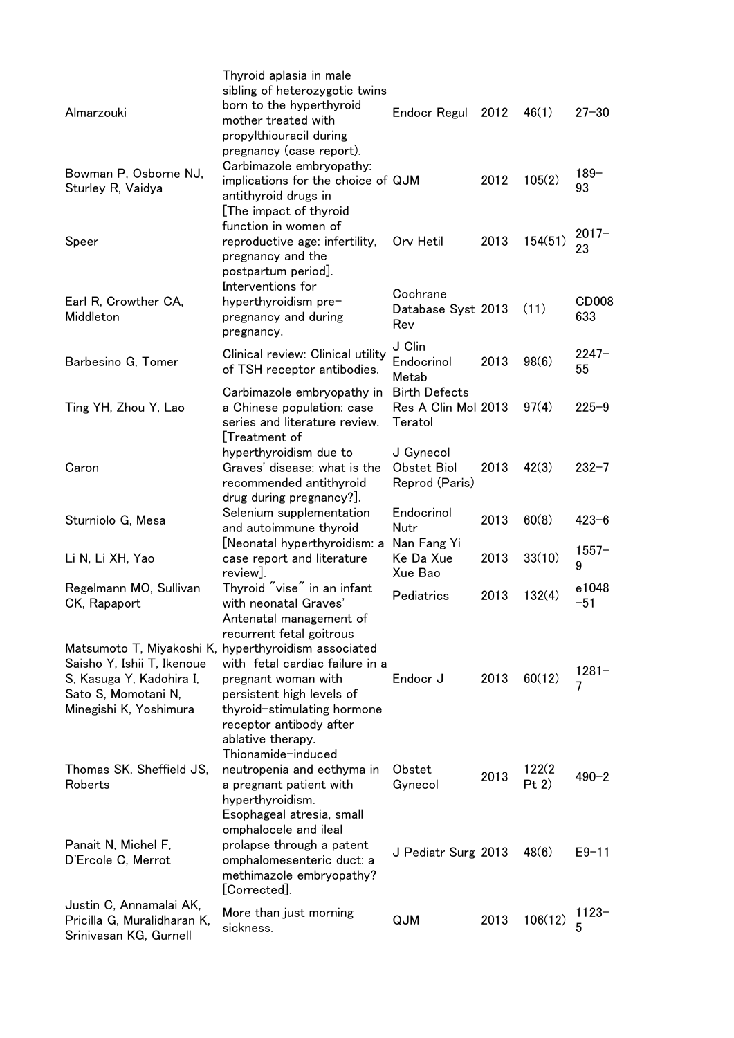| | | | | | |
|---|---|---|---|---|---|
| Almarzouki | Thyroid aplasia in male sibling of heterozygotic twins born to the hyperthyroid mother treated with propylthiouracil during pregnancy (case report). | Endocr Regul | 2012 | 46(1) | 27–30 |
| Bowman P, Osborne NJ, Sturley R, Vaidya | Carbimazole embryopathy: implications for the choice of antithyroid drugs in | QJM | 2012 | 105(2) | 189–93 |
| Speer | [The impact of thyroid function in women of reproductive age: infertility, pregnancy and the postpartum period]. | Orv Hetil | 2013 | 154(51) | 2017–23 |
| Earl R, Crowther CA, Middleton | Interventions for hyperthyroidism pre-pregnancy and during pregnancy. | Cochrane Database Syst Rev | 2013 | (11) | CD008633 |
| Barbesino G, Tomer | Clinical review: Clinical utility of TSH receptor antibodies. | J Clin Endocrinol Metab | 2013 | 98(6) | 2247–55 |
| Ting YH, Zhou Y, Lao | Carbimazole embryopathy in a Chinese population: case series and literature review. | Birth Defects Res A Clin Mol Teratol | 2013 | 97(4) | 225–9 |
| Caron | [Treatment of hyperthyroidism due to Graves' disease: what is the recommended antithyroid drug during pregnancy?]. | J Gynecol Obstet Biol Reprod (Paris) | 2013 | 42(3) | 232–7 |
| Sturniolo G, Mesa | Selenium supplementation and autoimmune thyroid | Endocrinol Nutr | 2013 | 60(8) | 423–6 |
| Li N, Li XH, Yao | [Neonatal hyperthyroidism: a case report and literature review]. | Nan Fang Yi Ke Da Xue Xue Bao | 2013 | 33(10) | 1557–9 |
| Regelmann MO, Sullivan CK, Rapaport | Thyroid "vise" in an infant with neonatal Graves' | Pediatrics | 2013 | 132(4) | e1048–51 |
| Matsumoto T, Miyakoshi K, Saisho Y, Ishii T, Ikenoue S, Kasuga Y, Kadohira I, Sato S, Momotani N, Minegishi K, Yoshimura | Antenatal management of recurrent fetal goitrous hyperthyroidism associated with fetal cardiac failure in a pregnant woman with persistent high levels of thyroid-stimulating hormone receptor antibody after ablative therapy. | Endocr J | 2013 | 60(12) | 1281–7 |
| Thomas SK, Sheffield JS, Roberts | Thionamide-induced neutropenia and ecthyma in a pregnant patient with hyperthyroidism. | Obstet Gynecol | 2013 | 122(2 Pt 2) | 490–2 |
| Panait N, Michel F, D'Ercole C, Merrot | Esophageal atresia, small omphalocele and ileal prolapse through a patent omphalomesenteric duct: a methimazole embryopathy? [Corrected]. | J Pediatr Surg | 2013 | 48(6) | E9–11 |
| Justin C, Annamalai AK, Pricilla G, Muralidharan K, Srinivasan KG, Gurnell | More than just morning sickness. | QJM | 2013 | 106(12) | 1123–5 |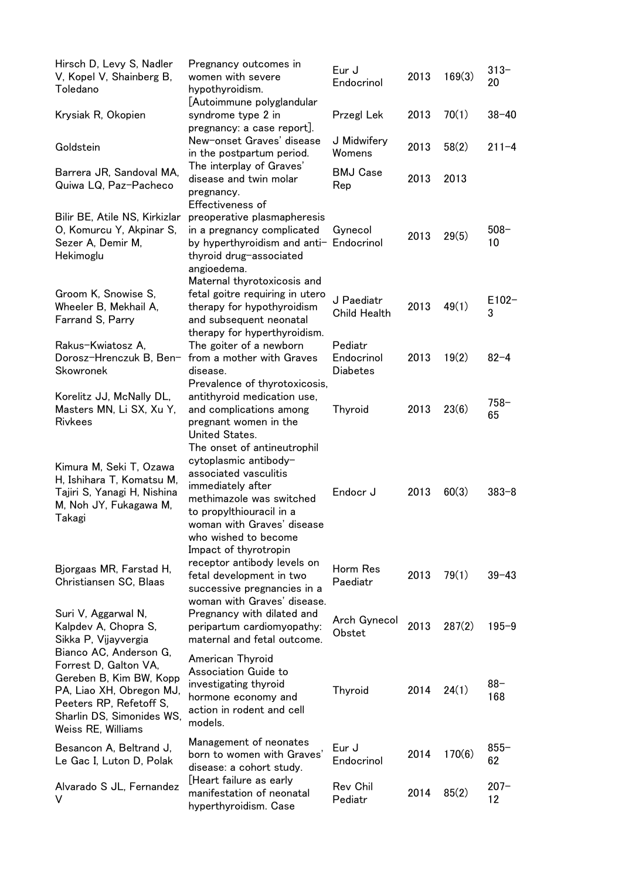| | | | | | |
|---|---|---|---|---|---|
| Hirsch D, Levy S, Nadler V, Kopel V, Shainberg B, Toledano | Pregnancy outcomes in women with severe hypothyroidism. | Eur J Endocrinol | 2013 | 169(3) | 313–20 |
| Krysiak R, Okopien | [Autoimmune polyglandular syndrome type 2 in pregnancy: a case report]. | Przegl Lek | 2013 | 70(1) | 38–40 |
| Goldstein | New-onset Graves' disease in the postpartum period. | J Midwifery Womens | 2013 | 58(2) | 211–4 |
| Barrera JR, Sandoval MA, Quiwa LQ, Paz-Pacheco | The interplay of Graves' disease and twin molar pregnancy. | BMJ Case Rep | 2013 | 2013 | |
| Bilir BE, Atile NS, Kirkizlar O, Komurcu Y, Akpinar S, Sezer A, Demir M, Hekimoglu | Effectiveness of preoperative plasmapheresis in a pregnancy complicated by hyperthyroidism and anti-thyroid drug-associated angioedema. | Gynecol Endocrinol | 2013 | 29(5) | 508–10 |
| Groom K, Snowise S, Wheeler B, Mekhail A, Farrand S, Parry | Maternal thyrotoxicosis and fetal goitre requiring in utero therapy for hypothyroidism and subsequent neonatal therapy for hyperthyroidism. | J Paediatr Child Health | 2013 | 49(1) | E102–3 |
| Rakus-Kwiatosz A, Dorosz-Hrenczuk B, Ben-Skowronek | The goiter of a newborn from a mother with Graves disease. | Pediatr Endocrinol Diabetes | 2013 | 19(2) | 82–4 |
| Korelitz JJ, McNally DL, Masters MN, Li SX, Xu Y, Rivkees | Prevalence of thyrotoxicosis, antithyroid medication use, and complications among pregnant women in the United States. | Thyroid | 2013 | 23(6) | 758–65 |
| Kimura M, Seki T, Ozawa H, Ishihara T, Komatsu M, Tajiri S, Yanagi H, Nishina M, Noh JY, Fukagawa M, Takagi | The onset of antineutrophil cytoplasmic antibody-associated vasculitis immediately after methimazole was switched to propylthiouracil in a woman with Graves' disease who wished to become | Endocr J | 2013 | 60(3) | 383–8 |
| Bjorgaas MR, Farstad H, Christiansen SC, Blaas | Impact of thyrotropin receptor antibody levels on fetal development in two successive pregnancies in a woman with Graves' disease. | Horm Res Paediatr | 2013 | 79(1) | 39–43 |
| Suri V, Aggarwal N, Kalpdev A, Chopra S, Sikka P, Vijayvergia | Pregnancy with dilated and peripartum cardiomyopathy: maternal and fetal outcome. | Arch Gynecol Obstet | 2013 | 287(2) | 195–9 |
| Bianco AC, Anderson G, Forrest D, Galton VA, Gereben B, Kim BW, Kopp PA, Liao XH, Obregon MJ, Peeters RP, Refetoff S, Sharlin DS, Simonides WS, Weiss RE, Williams | American Thyroid Association Guide to investigating thyroid hormone economy and action in rodent and cell models. | Thyroid | 2014 | 24(1) | 88–168 |
| Besancon A, Beltrand J, Le Gac I, Luton D, Polak | Management of neonates born to women with Graves' disease: a cohort study. | Eur J Endocrinol | 2014 | 170(6) | 855–62 |
| Alvarado S JL, Fernandez V | [Heart failure as early manifestation of neonatal hyperthyroidism. Case | Rev Chil Pediatr | 2014 | 85(2) | 207–12 |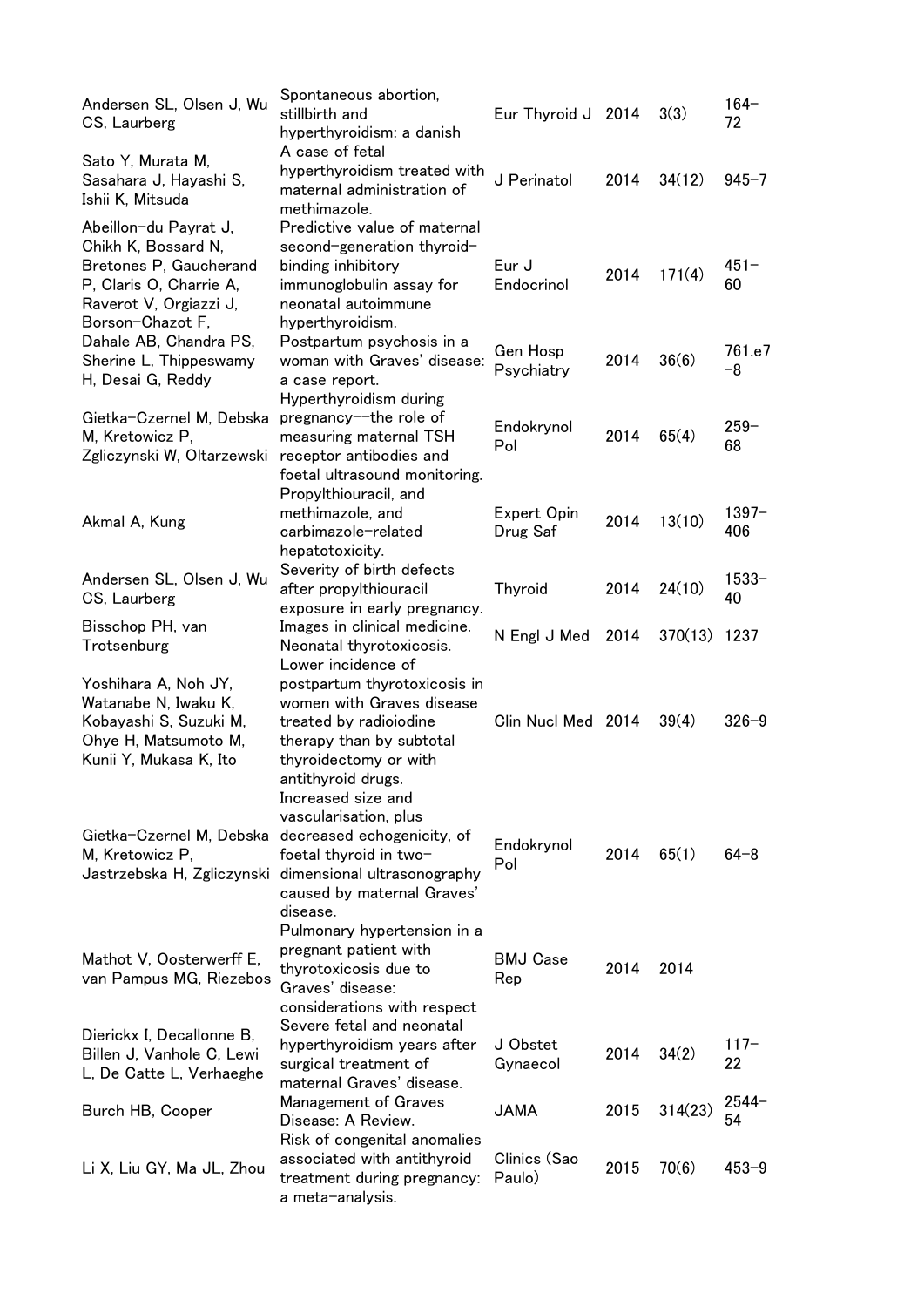| | | | | | |
|---|---|---|---|---|---|
| Andersen SL, Olsen J, Wu CS, Laurberg | Spontaneous abortion, stillbirth and hyperthyroidism: a danish | Eur Thyroid J | 2014 | 3(3) | 164–72 |
| Sato Y, Murata M, Sasahara J, Hayashi S, Ishii K, Mitsuda | A case of fetal hyperthyroidism treated with maternal administration of methimazole. | J Perinatol | 2014 | 34(12) | 945–7 |
| Abeillon-du Payrat J, Chikh K, Bossard N, Bretones P, Gaucherand P, Claris O, Charrie A, Raverot V, Orgiazzi J, Borson-Chazot F, | Predictive value of maternal second-generation thyroid-binding inhibitory immunoglobulin assay for neonatal autoimmune hyperthyroidism. | Eur J Endocrinol | 2014 | 171(4) | 451–60 |
| Dahale AB, Chandra PS, Sherine L, Thippeswamy H, Desai G, Reddy | Postpartum psychosis in a woman with Graves' disease: a case report. | Gen Hosp Psychiatry | 2014 | 36(6) | 761.e7–8 |
| Gietka-Czernel M, Debska M, Kretowicz P, Zgliczynski W, Oltarzewski | Hyperthyroidism during pregnancy--the role of measuring maternal TSH receptor antibodies and foetal ultrasound monitoring. | Endokrynol Pol | 2014 | 65(4) | 259–68 |
| Akmal A, Kung | Propylthiouracil, and methimazole, and carbimazole-related hepatotoxicity. | Expert Opin Drug Saf | 2014 | 13(10) | 1397–406 |
| Andersen SL, Olsen J, Wu CS, Laurberg | Severity of birth defects after propylthiouracil exposure in early pregnancy. | Thyroid | 2014 | 24(10) | 1533–40 |
| Bisschop PH, van Trotsenburg | Images in clinical medicine. Neonatal thyrotoxicosis. | N Engl J Med | 2014 | 370(13) | 1237 |
| Yoshihara A, Noh JY, Watanabe N, Iwaku K, Kobayashi S, Suzuki M, Ohye H, Matsumoto M, Kunii Y, Mukasa K, Ito | Lower incidence of postpartum thyrotoxicosis in women with Graves disease treated by radioiodine therapy than by subtotal thyroidectomy or with antithyroid drugs. | Clin Nucl Med | 2014 | 39(4) | 326–9 |
| Gietka-Czernel M, Debska M, Kretowicz P, Jastrzebska H, Zgliczynski | Increased size and vascularisation, plus decreased echogenicity, of foetal thyroid in two-dimensional ultrasonography caused by maternal Graves' disease. | Endokrynol Pol | 2014 | 65(1) | 64–8 |
| Mathot V, Oosterwerff E, van Pampus MG, Riezebos | Pulmonary hypertension in a pregnant patient with thyrotoxicosis due to Graves' disease: considerations with respect | BMJ Case Rep | 2014 | 2014 | |
| Dierickx I, Decallonne B, Billen J, Vanhole C, Lewi L, De Catte L, Verhaeghe | Severe fetal and neonatal hyperthyroidism years after surgical treatment of maternal Graves' disease. | J Obstet Gynaecol | 2014 | 34(2) | 117–22 |
| Burch HB, Cooper | Management of Graves Disease: A Review. | JAMA | 2015 | 314(23) | 2544–54 |
| Li X, Liu GY, Ma JL, Zhou | Risk of congenital anomalies associated with antithyroid treatment during pregnancy: a meta-analysis. | Clinics (Sao Paulo) | 2015 | 70(6) | 453–9 |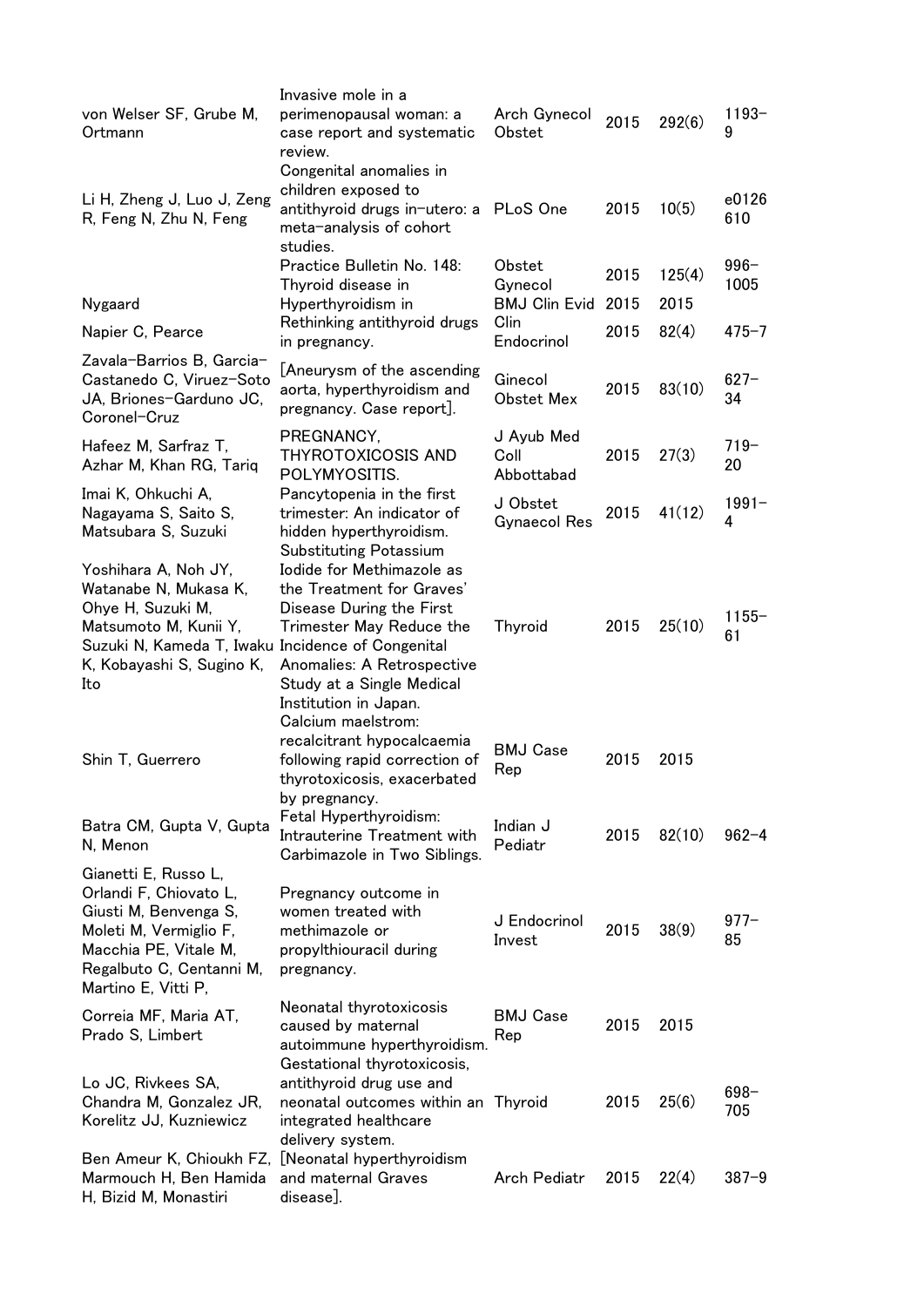| | | | | | |
|---|---|---|---|---|---|
| von Welser SF, Grube M, Ortmann | Invasive mole in a perimenopausal woman: a case report and systematic review. | Arch Gynecol Obstet | 2015 | 292(6) | 1193–9 |
| Li H, Zheng J, Luo J, Zeng R, Feng N, Zhu N, Feng | Congenital anomalies in children exposed to antithyroid drugs in-utero: a meta-analysis of cohort studies. | PLoS One | 2015 | 10(5) | e0126610 |
| | Practice Bulletin No. 148: Thyroid disease in | Obstet Gynecol | 2015 | 125(4) | 996–1005 |
| Nygaard | Hyperthyroidism in | BMJ Clin Evid | 2015 | 2015 | |
| Napier C, Pearce | Rethinking antithyroid drugs in pregnancy. | Clin Endocrinol | 2015 | 82(4) | 475–7 |
| Zavala-Barrios B, Garcia-Castanedo C, Viruez-Soto JA, Briones-Garduno JC, Coronel-Cruz | [Aneurysm of the ascending aorta, hyperthyroidism and pregnancy. Case report]. | Ginecol Obstet Mex | 2015 | 83(10) | 627–34 |
| Hafeez M, Sarfraz T, Azhar M, Khan RG, Tariq | PREGNANCY, THYROTOXICOSIS AND POLYMYOSITIS. | J Ayub Med Coll Abbottabad | 2015 | 27(3) | 719–20 |
| Imai K, Ohkuchi A, Nagayama S, Saito S, Matsubara S, Suzuki | Pancytopenia in the first trimester: An indicator of hidden hyperthyroidism. | J Obstet Gynaecol Res | 2015 | 41(12) | 1991–4 |
| Yoshihara A, Noh JY, Watanabe N, Mukasa K, Ohye H, Suzuki M, Matsumoto M, Kunii Y, Suzuki N, Kameda T, Iwaku K, Kobayashi S, Sugino K, Ito | Substituting Potassium Iodide for Methimazole as the Treatment for Graves' Disease During the First Trimester May Reduce the Incidence of Congenital Anomalies: A Retrospective Study at a Single Medical Institution in Japan. | Thyroid | 2015 | 25(10) | 1155–61 |
| Shin T, Guerrero | Calcium maelstrom: recalcitrant hypocalcaemia following rapid correction of thyrotoxicosis, exacerbated by pregnancy. | BMJ Case Rep | 2015 | 2015 | |
| Batra CM, Gupta V, Gupta N, Menon | Fetal Hyperthyroidism: Intrauterine Treatment with Carbimazole in Two Siblings. | Indian J Pediatr | 2015 | 82(10) | 962–4 |
| Gianetti E, Russo L, Orlandi F, Chiovato L, Giusti M, Benvenga S, Moleti M, Vermiglio F, Macchia PE, Vitale M, Regalbuto C, Centanni M, Martino E, Vitti P, | Pregnancy outcome in women treated with methimazole or propylthiouracil during pregnancy. | J Endocrinol Invest | 2015 | 38(9) | 977–85 |
| Correia MF, Maria AT, Prado S, Limbert | Neonatal thyrotoxicosis caused by maternal autoimmune hyperthyroidism. | BMJ Case Rep | 2015 | 2015 | |
| Lo JC, Rivkees SA, Chandra M, Gonzalez JR, Korelitz JJ, Kuzniewicz | Gestational thyrotoxicosis, antithyroid drug use and neonatal outcomes within an integrated healthcare delivery system. | Thyroid | 2015 | 25(6) | 698–705 |
| Ben Ameur K, Chioukh FZ, Marmouch H, Ben Hamida H, Bizid M, Monastiri | [Neonatal hyperthyroidism and maternal Graves disease]. | Arch Pediatr | 2015 | 22(4) | 387–9 |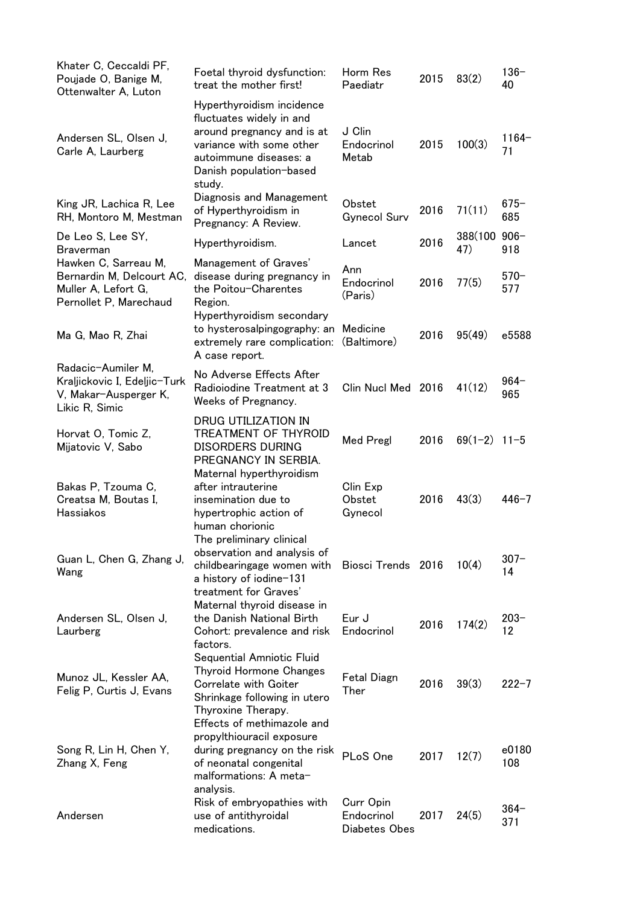| | | | | | |
|---|---|---|---|---|---|
| Khater C, Ceccaldi PF, Poujade O, Banige M, Ottenwalter A, Luton | Foetal thyroid dysfunction: treat the mother first! | Horm Res Paediatr | 2015 | 83(2) | 136–40 |
| Andersen SL, Olsen J, Carle A, Laurberg | Hyperthyroidism incidence fluctuates widely in and around pregnancy and is at variance with some other autoimmune diseases: a Danish population-based study. | J Clin Endocrinol Metab | 2015 | 100(3) | 1164–71 |
| King JR, Lachica R, Lee RH, Montoro M, Mestman | Diagnosis and Management of Hyperthyroidism in Pregnancy: A Review. | Obstet Gynecol Surv | 2016 | 71(11) | 675–685 |
| De Leo S, Lee SY, Braverman | Hyperthyroidism. | Lancet | 2016 | 388(10047) | 906–918 |
| Hawken C, Sarreau M, Bernardin M, Delcourt AC, Muller A, Lefort G, Pernollet P, Marechaud | Management of Graves' disease during pregnancy in the Poitou-Charentes Region. | Ann Endocrinol (Paris) | 2016 | 77(5) | 570–577 |
| Ma G, Mao R, Zhai | Hyperthyroidism secondary to hysterosalpingography: an extremely rare complication: A case report. | Medicine (Baltimore) | 2016 | 95(49) | e5588 |
| Radacic-Aumiler M, Kraljickovic I, Edeljic-Turk V, Makar-Ausperger K, Likic R, Simic | No Adverse Effects After Radioiodine Treatment at 3 Weeks of Pregnancy. | Clin Nucl Med | 2016 | 41(12) | 964–965 |
| Horvat O, Tomic Z, Mijatovic V, Sabo | DRUG UTILIZATION IN TREATMENT OF THYROID DISORDERS DURING PREGNANCY IN SERBIA. | Med Pregl | 2016 | 69(1-2) | 11–5 |
| Bakas P, Tzouma C, Creatsa M, Boutas I, Hassiakos | Maternal hyperthyroidism after intrauterine insemination due to hypertrophic action of human chorionic | Clin Exp Obstet Gynecol | 2016 | 43(3) | 446–7 |
| Guan L, Chen G, Zhang J, Wang | The preliminary clinical observation and analysis of childbearingage women with a history of iodine-131 treatment for Graves' | Biosci Trends | 2016 | 10(4) | 307–14 |
| Andersen SL, Olsen J, Laurberg | Maternal thyroid disease in the Danish National Birth Cohort: prevalence and risk factors. | Eur J Endocrinol | 2016 | 174(2) | 203–12 |
| Munoz JL, Kessler AA, Felig P, Curtis J, Evans | Sequential Amniotic Fluid Thyroid Hormone Changes Correlate with Goiter Shrinkage following in utero Thyroxine Therapy. | Fetal Diagn Ther | 2016 | 39(3) | 222–7 |
| Song R, Lin H, Chen Y, Zhang X, Feng | Effects of methimazole and propylthiouracil exposure during pregnancy on the risk of neonatal congenital malformations: A meta-analysis. | PLoS One | 2017 | 12(7) | e0180108 |
| Andersen | Risk of embryopathies with use of antithyroidal medications. | Curr Opin Endocrinol Diabetes Obes | 2017 | 24(5) | 364–371 |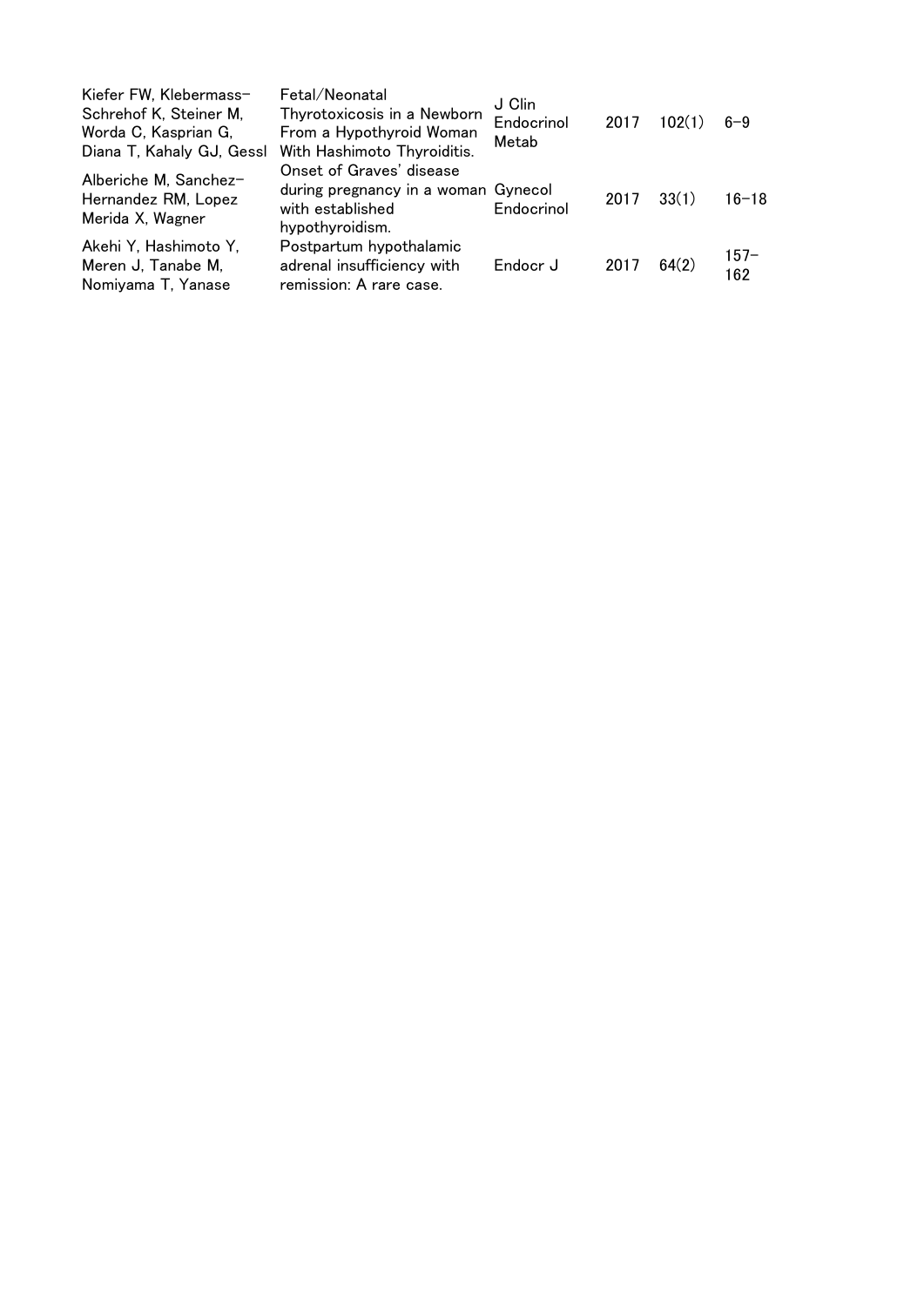| | | | | | |
|---|---|---|---|---|---|
| Kiefer FW, Klebermass-Schrehof K, Steiner M, Worda C, Kasprian G, Diana T, Kahaly GJ, Gessl | Fetal/Neonatal Thyrotoxicosis in a Newborn From a Hypothyroid Woman With Hashimoto Thyroiditis. | J Clin Endocrinol Metab | 2017 | 102(1) | 6-9 |
| Alberiche M, Sanchez-Hernandez RM, Lopez Merida X, Wagner | Onset of Graves' disease during pregnancy in a woman with established hypothyroidism. | Gynecol Endocrinol | 2017 | 33(1) | 16-18 |
| Akehi Y, Hashimoto Y, Meren J, Tanabe M, Nomiyama T, Yanase | Postpartum hypothalamic adrenal insufficiency with remission: A rare case. | Endocr J | 2017 | 64(2) | 157-162 |